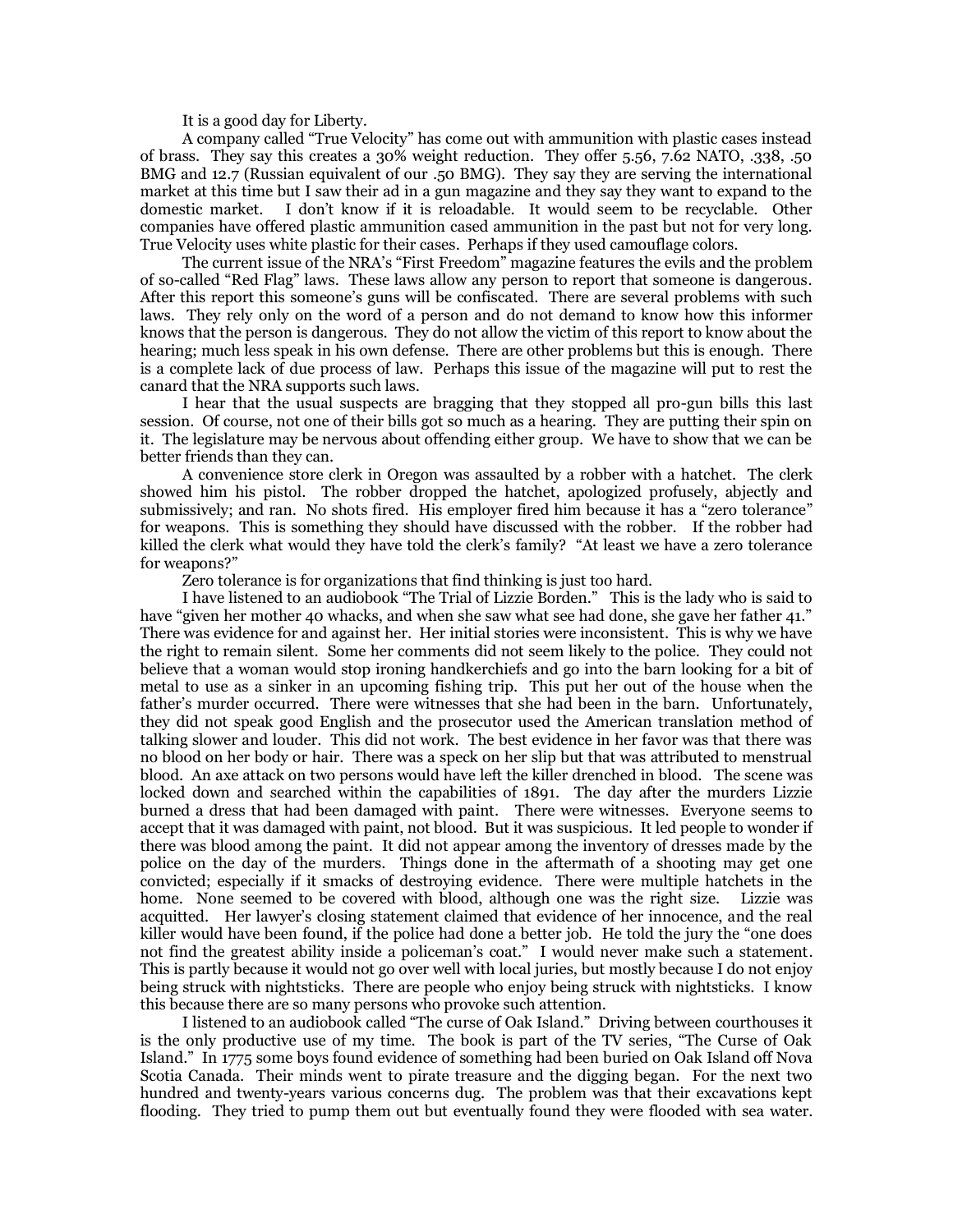It is a good day for Liberty.

A company called "True Velocity" has come out with ammunition with plastic cases instead of brass. They say this creates a 30% weight reduction. They offer 5.56, 7.62 NATO, .338, .50 BMG and 12.7 (Russian equivalent of our .50 BMG). They say they are serving the international market at this time but I saw their ad in a gun magazine and they say they want to expand to the domestic market. I don't know if it is reloadable. It would seem to be recyclable. Other companies have offered plastic ammunition cased ammunition in the past but not for very long. True Velocity uses white plastic for their cases. Perhaps if they used camouflage colors.

The current issue of the NRA's "First Freedom" magazine features the evils and the problem of so-called "Red Flag" laws. These laws allow any person to report that someone is dangerous. After this report this someone's guns will be confiscated. There are several problems with such laws. They rely only on the word of a person and do not demand to know how this informer knows that the person is dangerous. They do not allow the victim of this report to know about the hearing; much less speak in his own defense. There are other problems but this is enough. There is a complete lack of due process of law. Perhaps this issue of the magazine will put to rest the canard that the NRA supports such laws.

I hear that the usual suspects are bragging that they stopped all pro-gun bills this last session. Of course, not one of their bills got so much as a hearing. They are putting their spin on it. The legislature may be nervous about offending either group. We have to show that we can be better friends than they can.

A convenience store clerk in Oregon was assaulted by a robber with a hatchet. The clerk showed him his pistol. The robber dropped the hatchet, apologized profusely, abjectly and submissively; and ran. No shots fired. His employer fired him because it has a "zero tolerance" for weapons. This is something they should have discussed with the robber. If the robber had killed the clerk what would they have told the clerk's family? "At least we have a zero tolerance for weapons?"

Zero tolerance is for organizations that find thinking is just too hard.

I have listened to an audiobook "The Trial of Lizzie Borden." This is the lady who is said to have "given her mother 40 whacks, and when she saw what see had done, she gave her father 41." There was evidence for and against her. Her initial stories were inconsistent. This is why we have the right to remain silent. Some her comments did not seem likely to the police. They could not believe that a woman would stop ironing handkerchiefs and go into the barn looking for a bit of metal to use as a sinker in an upcoming fishing trip. This put her out of the house when the father's murder occurred. There were witnesses that she had been in the barn. Unfortunately, they did not speak good English and the prosecutor used the American translation method of talking slower and louder. This did not work. The best evidence in her favor was that there was no blood on her body or hair. There was a speck on her slip but that was attributed to menstrual blood. An axe attack on two persons would have left the killer drenched in blood. The scene was locked down and searched within the capabilities of 1891. The day after the murders Lizzie burned a dress that had been damaged with paint. There were witnesses. Everyone seems to accept that it was damaged with paint, not blood. But it was suspicious. It led people to wonder if there was blood among the paint. It did not appear among the inventory of dresses made by the police on the day of the murders. Things done in the aftermath of a shooting may get one convicted; especially if it smacks of destroying evidence. There were multiple hatchets in the home. None seemed to be covered with blood, although one was the right size. Lizzie was acquitted. Her lawyer's closing statement claimed that evidence of her innocence, and the real killer would have been found, if the police had done a better job. He told the jury the "one does not find the greatest ability inside a policeman's coat." I would never make such a statement. This is partly because it would not go over well with local juries, but mostly because I do not enjoy being struck with nightsticks. There are people who enjoy being struck with nightsticks. I know this because there are so many persons who provoke such attention.

I listened to an audiobook called "The curse of Oak Island." Driving between courthouses it is the only productive use of my time. The book is part of the TV series, "The Curse of Oak Island." In 1775 some boys found evidence of something had been buried on Oak Island off Nova Scotia Canada. Their minds went to pirate treasure and the digging began. For the next two hundred and twenty-years various concerns dug. The problem was that their excavations kept flooding. They tried to pump them out but eventually found they were flooded with sea water.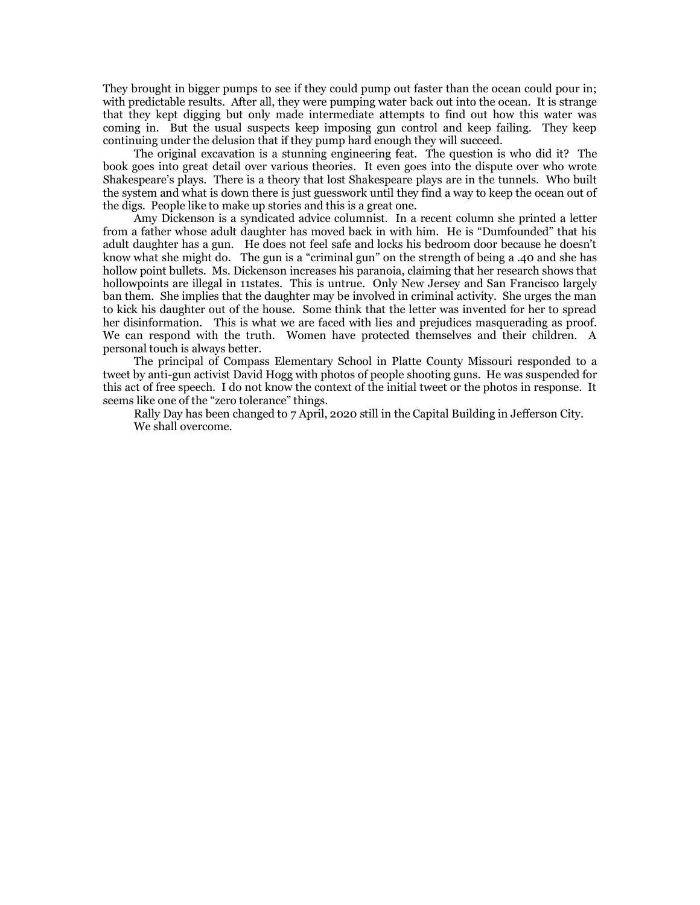They brought in bigger pumps to see if they could pump out faster than the ocean could pour in; with predictable results. After all, they were pumping water back out into the ocean. It is strange that they kept digging but only made intermediate attempts to find out how this water was coming in. But the usual suspects keep imposing gun control and keep failing. They keep continuing under the delusion that if they pump hard enough they will succeed.

The original excavation is a stunning engineering feat. The question is who did it? The book goes into great detail over various theories. It even goes into the dispute over who wrote Shakespeare's plays. There is a theory that lost Shakespeare plays are in the tunnels. Who built the system and what is down there is just guesswork until they find a way to keep the ocean out of the digs. People like to make up stories and this is a great one.

Amy Dickenson is a syndicated advice columnist. In a recent column she printed a letter from a father whose adult daughter has moved back in with him. He is "Dumfounded" that his adult daughter has a gun. He does not feel safe and locks his bedroom door because he doesn't know what she might do. The gun is a "criminal gun" on the strength of being a .40 and she has hollow point bullets. Ms. Dickenson increases his paranoia, claiming that her research shows that hollowpoints are illegal in 11states. This is untrue. Only New Jersey and San Francisco largely ban them. She implies that the daughter may be involved in criminal activity. She urges the man to kick his daughter out of the house. Some think that the letter was invented for her to spread her disinformation. This is what we are faced with lies and prejudices masquerading as proof. We can respond with the truth. Women have protected themselves and their children. A personal touch is always better.

The principal of Compass Elementary School in Platte County Missouri responded to a tweet by anti-gun activist David Hogg with photos of people shooting guns. He was suspended for this act of free speech. I do not know the context of the initial tweet or the photos in response. It seems like one of the "zero tolerance" things.

Rally Day has been changed to 7 April, 2020 still in the Capital Building in Jefferson City.

We shall overcome.